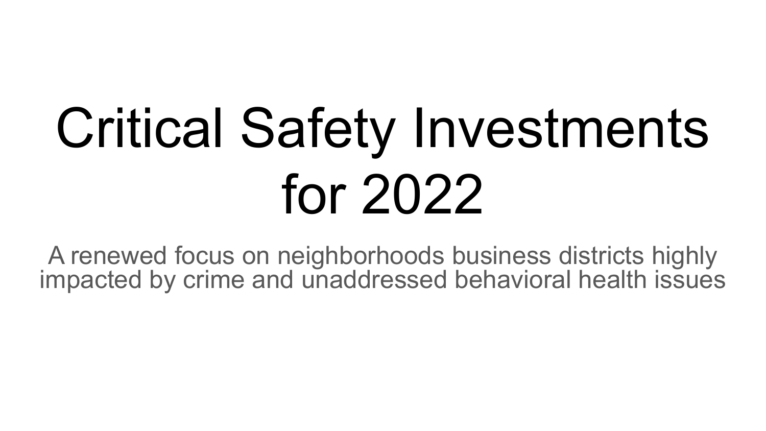# Critical Safety Investments for 2022

A renewed focus on neighborhoods business districts highly impacted by crime and unaddressed behavioral health issues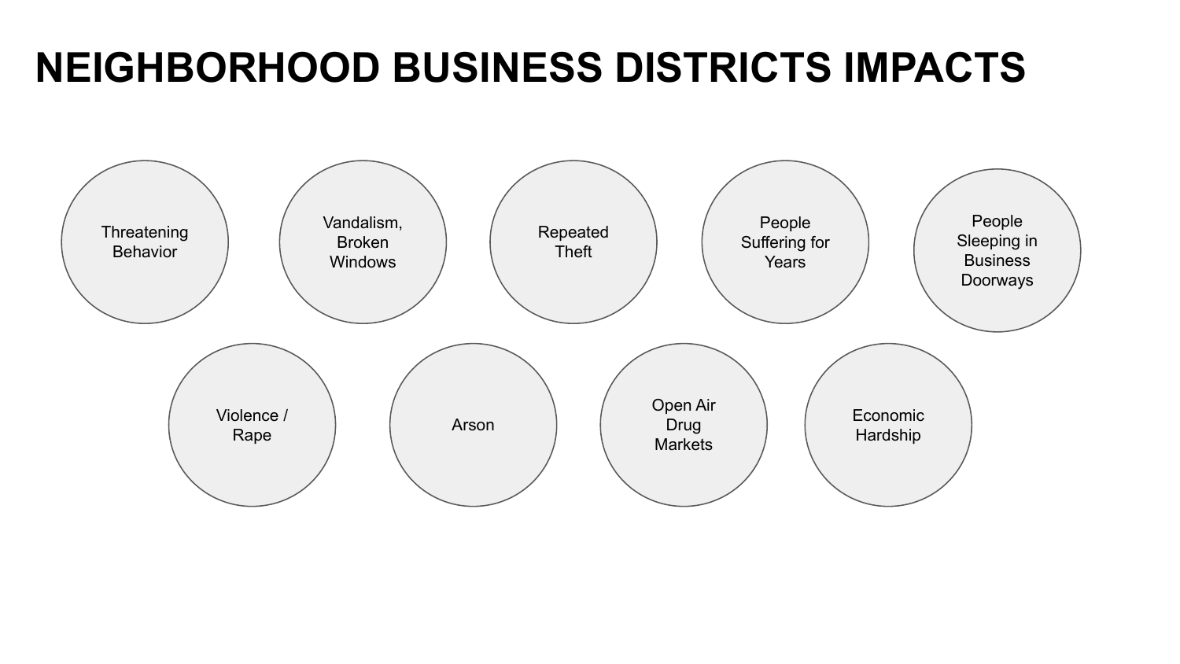# NEIGHBORHOOD BUSINESS DISTRICTS IMPACTS

- Threatening Behavior
- Vandalism, Broken Windows
- Repeated Theft
- People Suffering for Years
- People Sleeping in Business Doorways
- Violence / Rape
- Arson
- Open Air Drug Markets
- Economic Hardship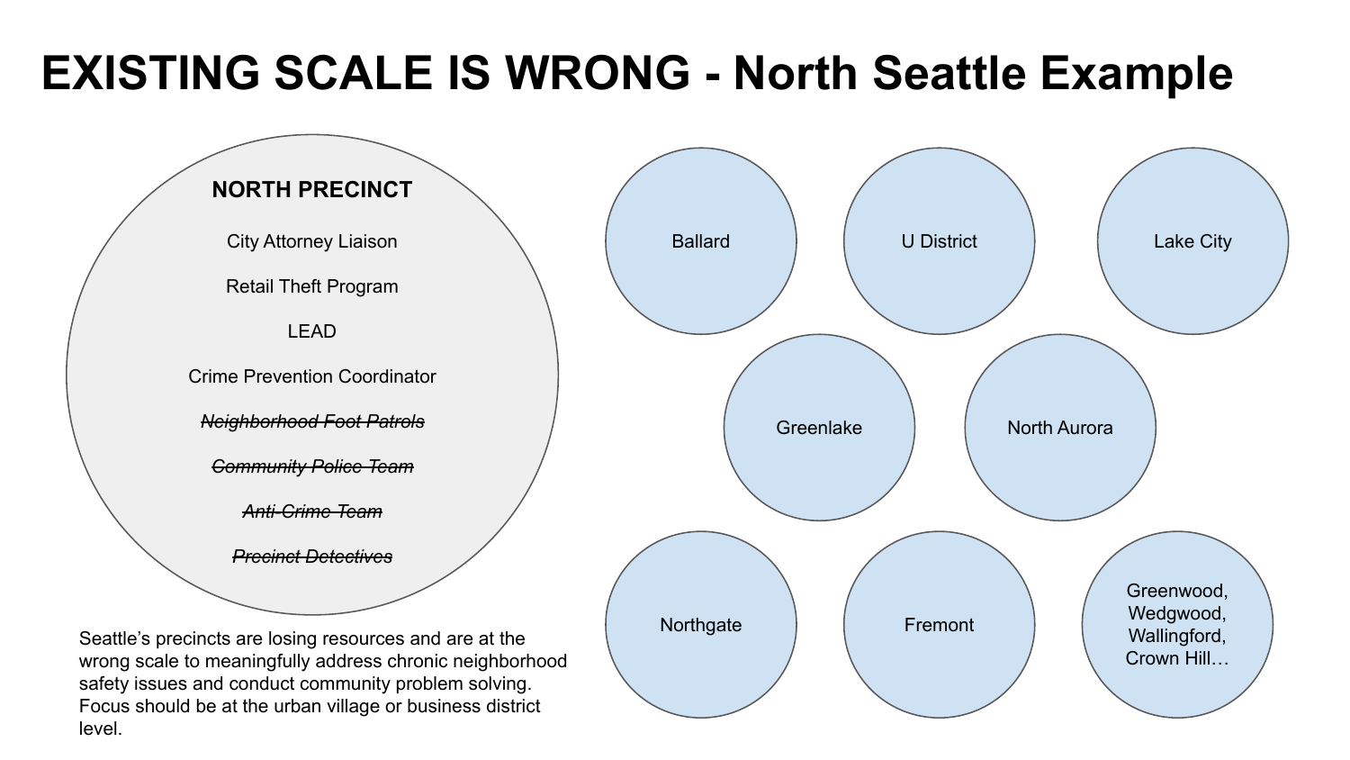# EXISTING SCALE IS WRONG - North Seattle Example

**NORTH PRECINCT**

- City Attorney Liaison
- Retail Theft Program
- LEAD
- Crime Prevention Coordinator
- ~~*Neighborhood Foot Patrols*~~
- ~~*Community Police Team*~~
- ~~*Anti-Crime Team*~~
- ~~*Precinct Detectives*~~

Seattle's precincts are losing resources and are at the wrong scale to meaningfully address chronic neighborhood safety issues and conduct community problem solving. Focus should be at the urban village or business district level.

- Ballard
- U District
- Lake City
- Greenlake
- North Aurora
- Northgate
- Fremont
- Greenwood, Wedgwood, Wallingford, Crown Hill…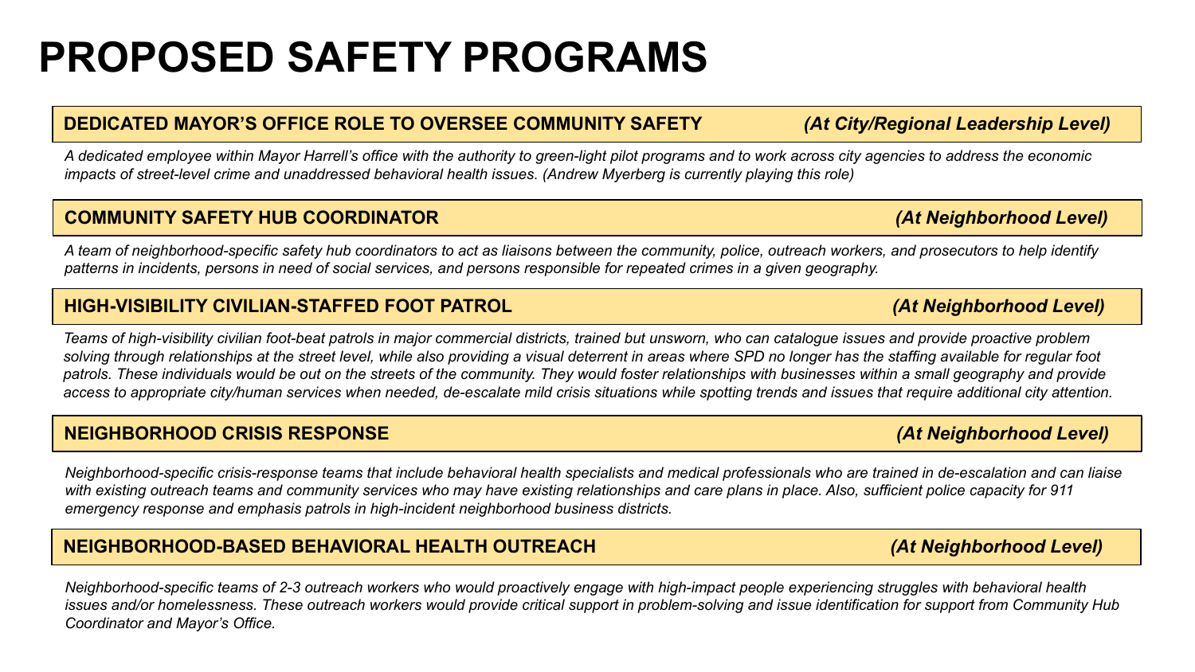# PROPOSED SAFETY PROGRAMS

## DEDICATED MAYOR'S OFFICE ROLE TO OVERSEE COMMUNITY SAFETY *(At City/Regional Leadership Level)*

*A dedicated employee within Mayor Harrell's office with the authority to green-light pilot programs and to work across city agencies to address the economic impacts of street-level crime and unaddressed behavioral health issues. (Andrew Myerberg is currently playing this role)*

## COMMUNITY SAFETY HUB COORDINATOR *(At Neighborhood Level)*

*A team of neighborhood-specific safety hub coordinators to act as liaisons between the community, police, outreach workers, and prosecutors to help identify patterns in incidents, persons in need of social services, and persons responsible for repeated crimes in a given geography.*

## HIGH-VISIBILITY CIVILIAN-STAFFED FOOT PATROL *(At Neighborhood Level)*

*Teams of high-visibility civilian foot-beat patrols in major commercial districts, trained but unsworn, who can catalogue issues and provide proactive problem solving through relationships at the street level, while also providing a visual deterrent in areas where SPD no longer has the staffing available for regular foot patrols. These individuals would be out on the streets of the community. They would foster relationships with businesses within a small geography and provide access to appropriate city/human services when needed, de-escalate mild crisis situations while spotting trends and issues that require additional city attention.*

## NEIGHBORHOOD CRISIS RESPONSE *(At Neighborhood Level)*

*Neighborhood-specific crisis-response teams that include behavioral health specialists and medical professionals who are trained in de-escalation and can liaise with existing outreach teams and community services who may have existing relationships and care plans in place. Also, sufficient police capacity for 911 emergency response and emphasis patrols in high-incident neighborhood business districts.*

## NEIGHBORHOOD-BASED BEHAVIORAL HEALTH OUTREACH *(At Neighborhood Level)*

*Neighborhood-specific teams of 2-3 outreach workers who would proactively engage with high-impact people experiencing struggles with behavioral health issues and/or homelessness. These outreach workers would provide critical support in problem-solving and issue identification for support from Community Hub Coordinator and Mayor's Office.*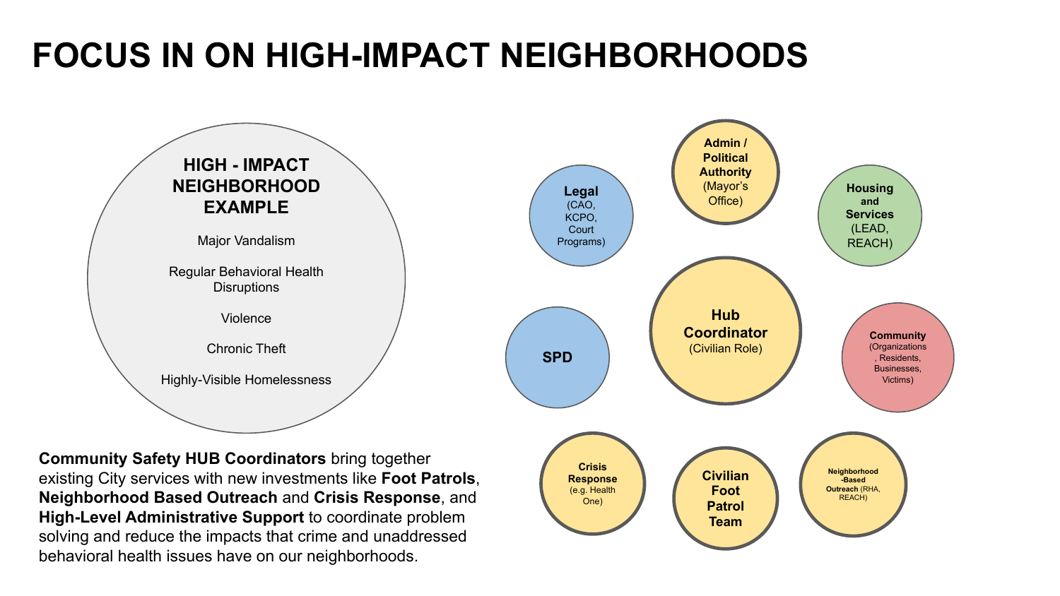# FOCUS IN ON HIGH-IMPACT NEIGHBORHOODS

**HIGH - IMPACT NEIGHBORHOOD EXAMPLE**

Major Vandalism

Regular Behavioral Health Disruptions

Violence

Chronic Theft

Highly-Visible Homelessness

**Legal** (CAO, KCPO, Court Programs)

**Admin / Political Authority** (Mayor's Office)

**Housing and Services** (LEAD, REACH)

**SPD**

**Hub Coordinator** (Civilian Role)

**Community** (Organizations, Residents, Businesses, Victims)

**Crisis Response** (e.g. Health One)

**Civilian Foot Patrol Team**

**Neighborhood-Based Outreach** (RHA, REACH)

**Community Safety HUB Coordinators** bring together existing City services with new investments like **Foot Patrols**, **Neighborhood Based Outreach** and **Crisis Response**, and **High-Level Administrative Support** to coordinate problem solving and reduce the impacts that crime and unaddressed behavioral health issues have on our neighborhoods.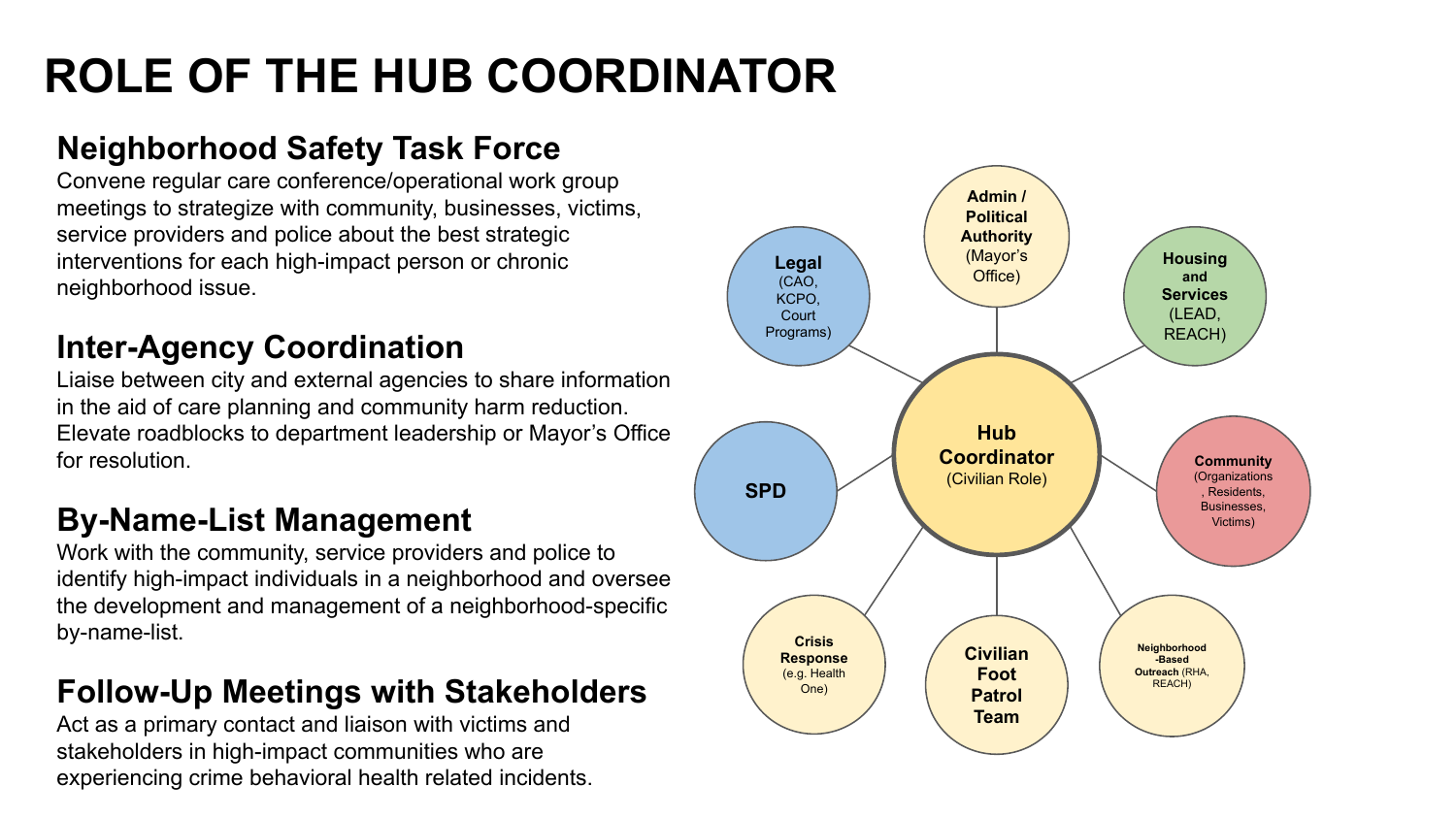# ROLE OF THE HUB COORDINATOR

## Neighborhood Safety Task Force

Convene regular care conference/operational work group meetings to strategize with community, businesses, victims, service providers and police about the best strategic interventions for each high-impact person or chronic neighborhood issue.

## Inter-Agency Coordination

Liaise between city and external agencies to share information in the aid of care planning and community harm reduction. Elevate roadblocks to department leadership or Mayor's Office for resolution.

## By-Name-List Management

Work with the community, service providers and police to identify high-impact individuals in a neighborhood and oversee the development and management of a neighborhood-specific by-name-list.

## Follow-Up Meetings with Stakeholders

Act as a primary contact and liaison with victims and stakeholders in high-impact communities who are experiencing crime behavioral health related incidents.

**Hub Coordinator** (Civilian Role)

- **Admin / Political Authority** (Mayor's Office)
- **Housing and Services** (LEAD, REACH)
- **Community** (Organizations, Residents, Businesses, Victims)
- **Neighborhood-Based Outreach** (RHA, REACH)
- **Civilian Foot Patrol Team**
- **Crisis Response** (e.g. Health One)
- **SPD**
- **Legal** (CAO, KCPO, Court Programs)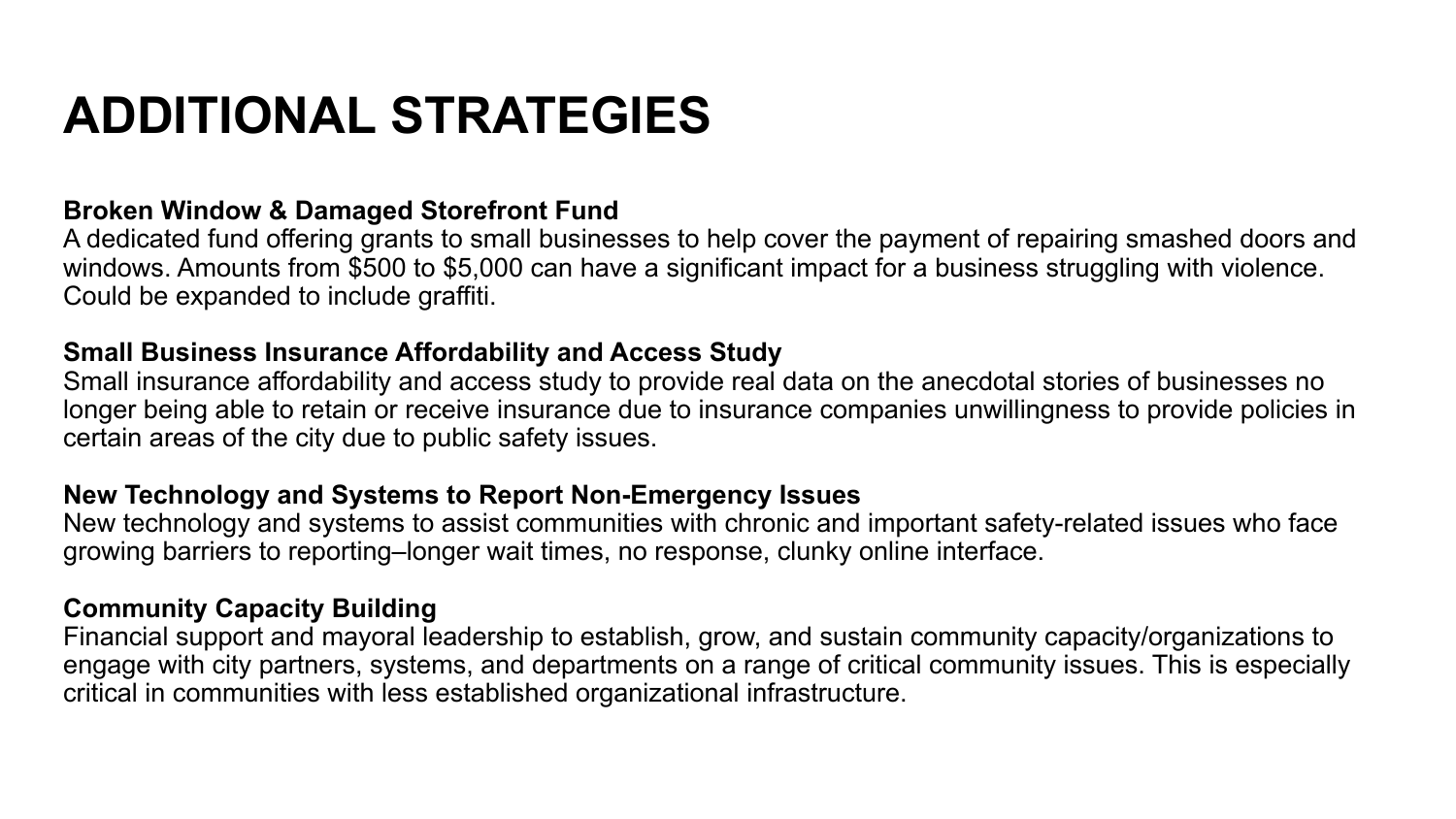# ADDITIONAL STRATEGIES

**Broken Window & Damaged Storefront Fund**
A dedicated fund offering grants to small businesses to help cover the payment of repairing smashed doors and windows. Amounts from $500 to $5,000 can have a significant impact for a business struggling with violence. Could be expanded to include graffiti.

**Small Business Insurance Affordability and Access Study**
Small insurance affordability and access study to provide real data on the anecdotal stories of businesses no longer being able to retain or receive insurance due to insurance companies unwillingness to provide policies in certain areas of the city due to public safety issues.

**New Technology and Systems to Report Non-Emergency Issues**
New technology and systems to assist communities with chronic and important safety-related issues who face growing barriers to reporting–longer wait times, no response, clunky online interface.

**Community Capacity Building**
Financial support and mayoral leadership to establish, grow, and sustain community capacity/organizations to engage with city partners, systems, and departments on a range of critical community issues. This is especially critical in communities with less established organizational infrastructure.